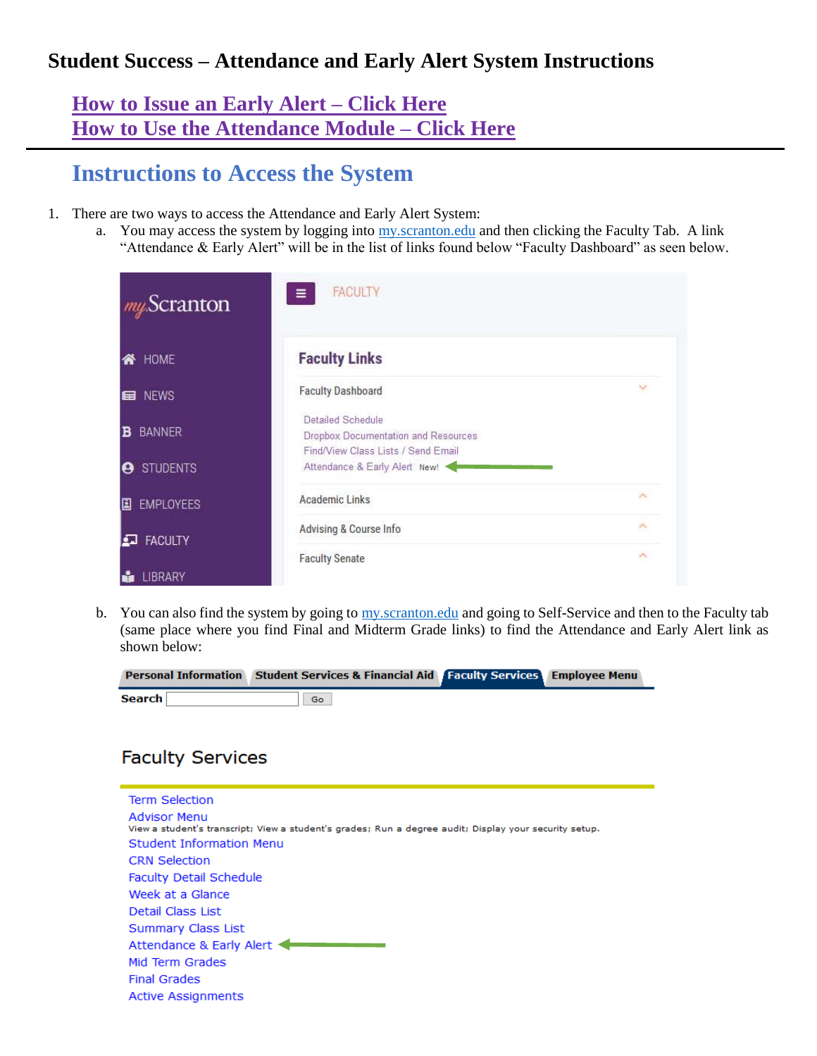# Student Success – Attendance and Early Alert System Instructions

[How to Issue an Early Alert – Click Here](#)
[How to Use the Attendance Module – Click Here](#)

---

## Instructions to Access the System

1. There are two ways to access the Attendance and Early Alert System:
   a. You may access the system by logging into my.scranton.edu and then clicking the Faculty Tab. A link "Attendance & Early Alert" will be in the list of links found below "Faculty Dashboard" as seen below.

   b. You can also find the system by going to my.scranton.edu and going to Self-Service and then to the Faculty tab (same place where you find Final and Midterm Grade links) to find the Attendance and Early Alert link as shown below: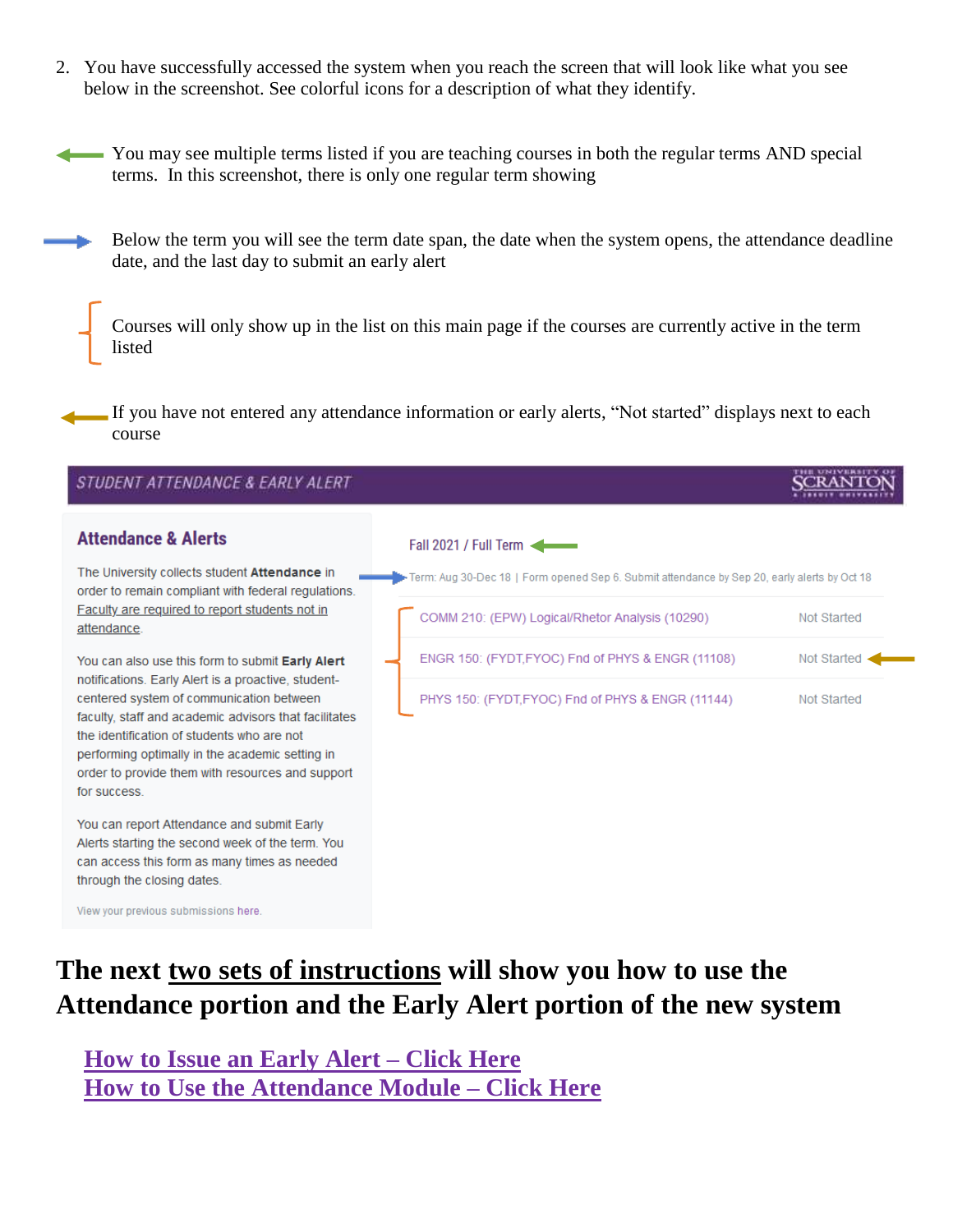2. You have successfully accessed the system when you reach the screen that will look like what you see below in the screenshot. See colorful icons for a description of what they identify.

You may see multiple terms listed if you are teaching courses in both the regular terms AND special terms. In this screenshot, there is only one regular term showing

Below the term you will see the term date span, the date when the system opens, the attendance deadline date, and the last day to submit an early alert

Courses will only show up in the list on this main page if the courses are currently active in the term listed

If you have not entered any attendance information or early alerts, "Not started" displays next to each course

STUDENT ATTENDANCE & EARLY ALERT

THE UNIVERSITY OF SCRANTON A JESUIT UNIVERSITY

**Attendance & Alerts**

The University collects student **Attendance** in order to remain compliant with federal regulations. Faculty are required to report students not in attendance.

You can also use this form to submit **Early Alert** notifications. Early Alert is a proactive, student-centered system of communication between faculty, staff and academic advisors that facilitates the identification of students who are not performing optimally in the academic setting in order to provide them with resources and support for success.

You can report Attendance and submit Early Alerts starting the second week of the term. You can access this form as many times as needed through the closing dates.

View your previous submissions here.

Fall 2021 / Full Term

Term: Aug 30-Dec 18 | Form opened Sep 6. Submit attendance by Sep 20, early alerts by Oct 18

| Course | Status |
|---|---|
| COMM 210: (EPW) Logical/Rhetor Analysis (10290) | Not Started |
| ENGR 150: (FYDT,FYOC) Fnd of PHYS & ENGR (11108) | Not Started |
| PHYS 150: (FYDT,FYOC) Fnd of PHYS & ENGR (11144) | Not Started |

## The next <u>two sets of instructions</u> will show you how to use the Attendance portion and the Early Alert portion of the new system

**How to Issue an Early Alert – Click Here**
**How to Use the Attendance Module – Click Here**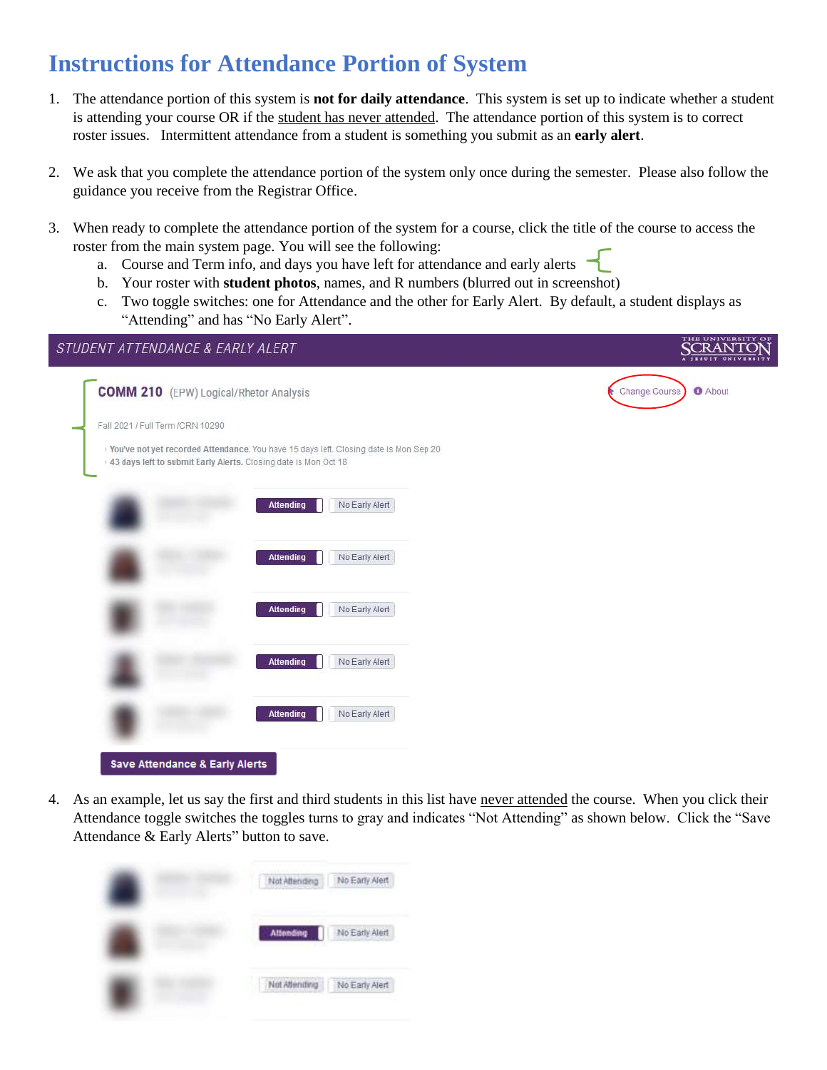# Instructions for Attendance Portion of System

1. The attendance portion of this system is **not for daily attendance**. This system is set up to indicate whether a student is attending your course OR if the student has never attended. The attendance portion of this system is to correct roster issues. Intermittent attendance from a student is something you submit as an **early alert**.

2. We ask that you complete the attendance portion of the system only once during the semester. Please also follow the guidance you receive from the Registrar Office.

3. When ready to complete the attendance portion of the system for a course, click the title of the course to access the roster from the main system page. You will see the following:
   a. Course and Term info, and days you have left for attendance and early alerts
   b. Your roster with **student photos**, names, and R numbers (blurred out in screenshot)
   c. Two toggle switches: one for Attendance and the other for Early Alert. By default, a student displays as "Attending" and has "No Early Alert".

STUDENT ATTENDANCE & EARLY ALERT

**COMM 210** (EPW) Logical/Rhetor Analysis

Change Course | About

Fall 2021 / Full Term /CRN 10290

**You've not yet recorded Attendance.** You have 15 days left. Closing date is Mon Sep 20

**43 days left to submit Early Alerts.** Closing date is Mon Oct 18

| Attendance | Early Alert |
|---|---|
| Attending | No Early Alert |
| Attending | No Early Alert |
| Attending | No Early Alert |
| Attending | No Early Alert |
| Attending | No Early Alert |

Save Attendance & Early Alerts

4. As an example, let us say the first and third students in this list have never attended the course. When you click their Attendance toggle switches the toggles turns to gray and indicates "Not Attending" as shown below. Click the "Save Attendance & Early Alerts" button to save.

| Attendance | Early Alert |
|---|---|
| Not Attending | No Early Alert |
| Attending | No Early Alert |
| Not Attending | No Early Alert |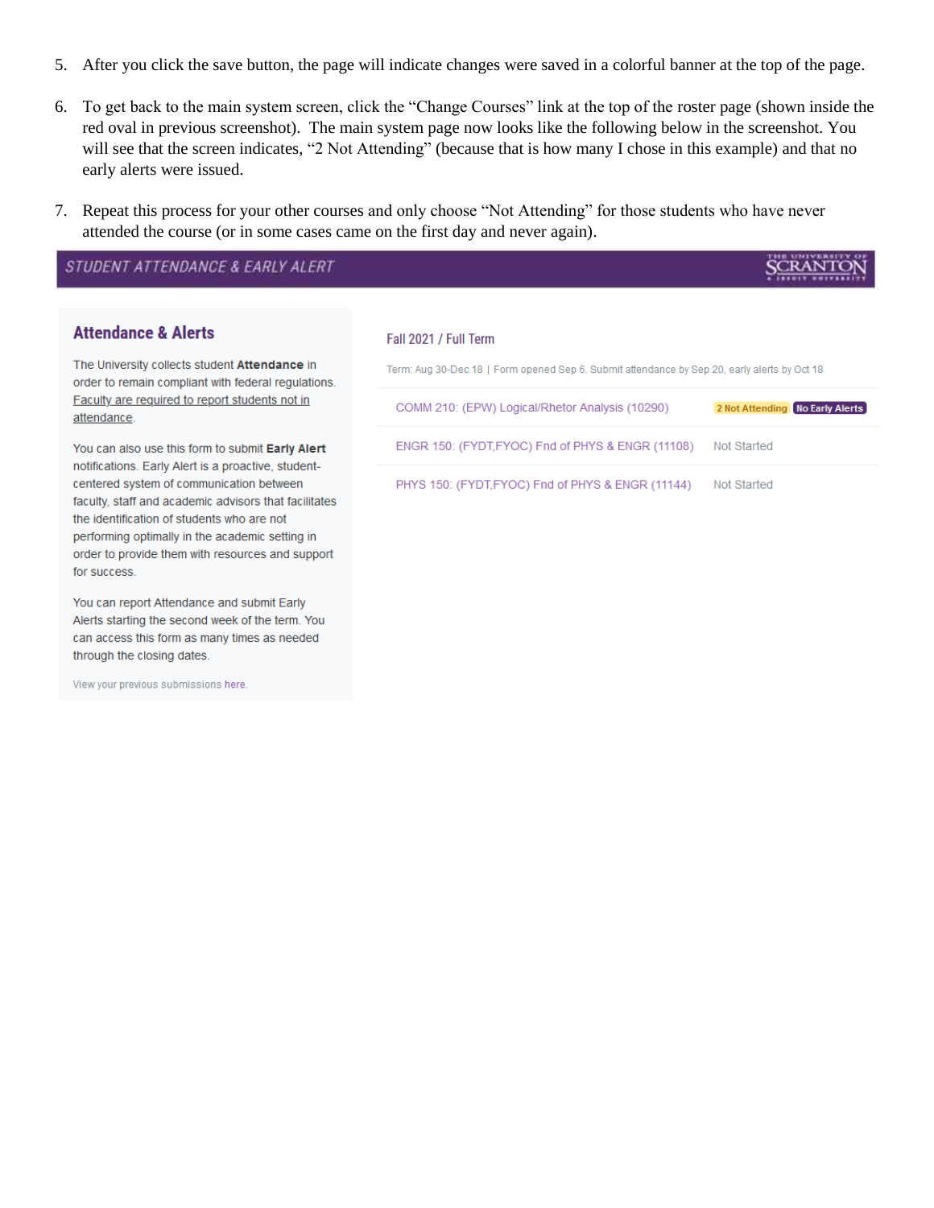5. After you click the save button, the page will indicate changes were saved in a colorful banner at the top of the page.

6. To get back to the main system screen, click the "Change Courses" link at the top of the roster page (shown inside the red oval in previous screenshot). The main system page now looks like the following below in the screenshot. You will see that the screen indicates, "2 Not Attending" (because that is how many I chose in this example) and that no early alerts were issued.

7. Repeat this process for your other courses and only choose "Not Attending" for those students who have never attended the course (or in some cases came on the first day and never again).

STUDENT ATTENDANCE & EARLY ALERT

THE UNIVERSITY OF SCRANTON A JESUIT UNIVERSITY

**Attendance & Alerts**

The University collects student **Attendance** in order to remain compliant with federal regulations. Faculty are required to report students not in attendance.

You can also use this form to submit **Early Alert** notifications. Early Alert is a proactive, student-centered system of communication between faculty, staff and academic advisors that facilitates the identification of students who are not performing optimally in the academic setting in order to provide them with resources and support for success.

You can report Attendance and submit Early Alerts starting the second week of the term. You can access this form as many times as needed through the closing dates.

View your previous submissions here.

Fall 2021 / Full Term

Term: Aug 30-Dec 18 | Form opened Sep 6. Submit attendance by Sep 20, early alerts by Oct 18

| Course | Status |
| --- | --- |
| COMM 210: (EPW) Logical/Rhetor Analysis (10290) | 2 Not Attending, No Early Alerts |
| ENGR 150: (FYDT,FYOC) Fnd of PHYS & ENGR (11108) | Not Started |
| PHYS 150: (FYDT,FYOC) Fnd of PHYS & ENGR (11144) | Not Started |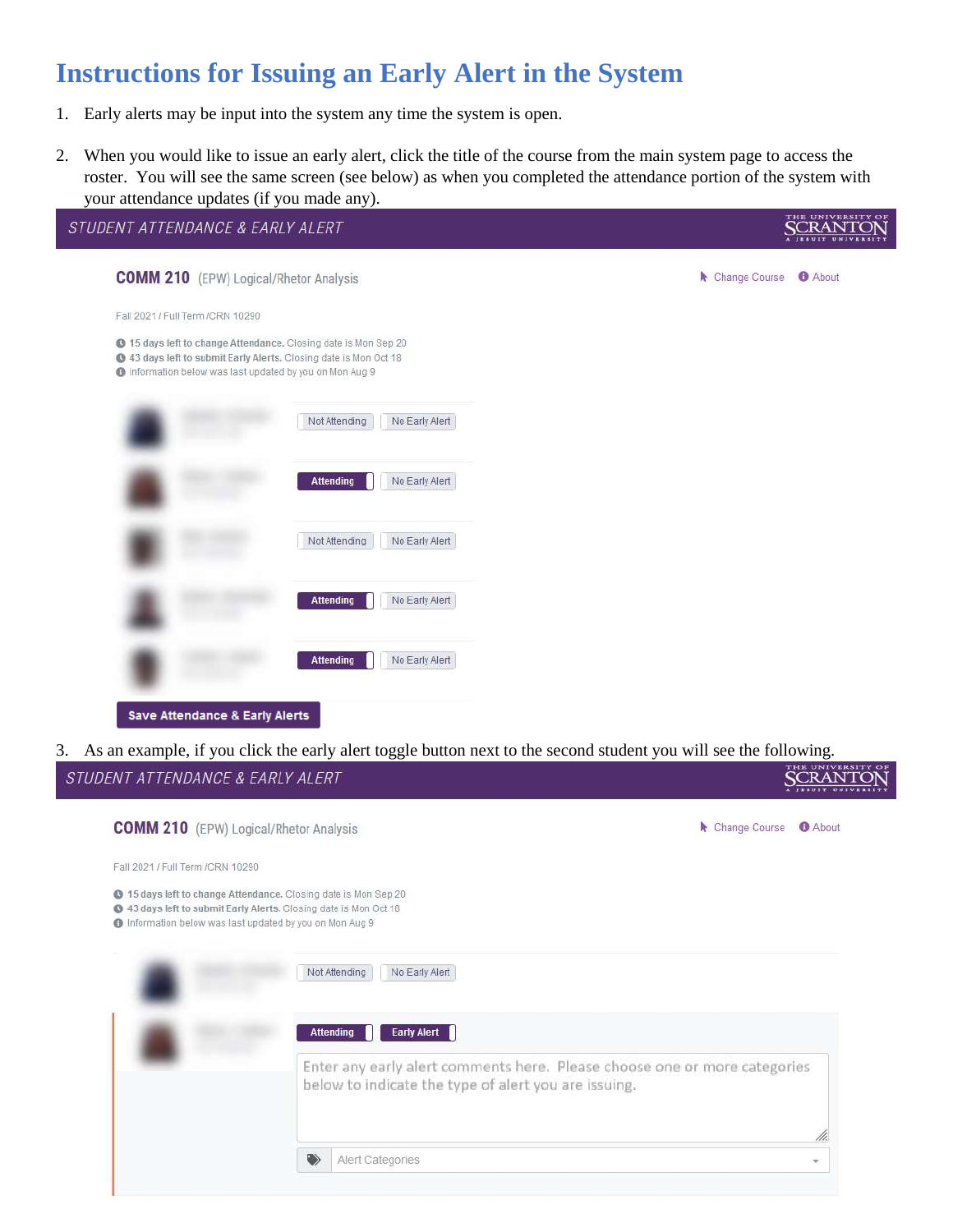# Instructions for Issuing an Early Alert in the System

1. Early alerts may be input into the system any time the system is open.

2. When you would like to issue an early alert, click the title of the course from the main system page to access the roster. You will see the same screen (see below) as when you completed the attendance portion of the system with your attendance updates (if you made any).

STUDENT ATTENDANCE & EARLY ALERT

**COMM 210** (EPW) Logical/Rhetor Analysis

Change Course | About

Fall 2021 / Full Term /CRN 10290

**15 days left to change Attendance.** Closing date is Mon Sep 20
**43 days left to submit Early Alerts.** Closing date is Mon Oct 18
Information below was last updated by you on Mon Aug 9

| Attendance | Early Alert |
|---|---|
| Not Attending | No Early Alert |
| Attending | No Early Alert |
| Not Attending | No Early Alert |
| Attending | No Early Alert |
| Attending | No Early Alert |

**Save Attendance & Early Alerts**

3. As an example, if you click the early alert toggle button next to the second student you will see the following.

STUDENT ATTENDANCE & EARLY ALERT

**COMM 210** (EPW) Logical/Rhetor Analysis

Change Course | About

Fall 2021 / Full Term /CRN 10290

**15 days left to change Attendance.** Closing date is Mon Sep 20
**43 days left to submit Early Alerts.** Closing date is Mon Oct 18
Information below was last updated by you on Mon Aug 9

| Attendance | Early Alert |
|---|---|
| Not Attending | No Early Alert |
| Attending | Early Alert |

Enter any early alert comments here. Please choose one or more categories below to indicate the type of alert you are issuing.

Alert Categories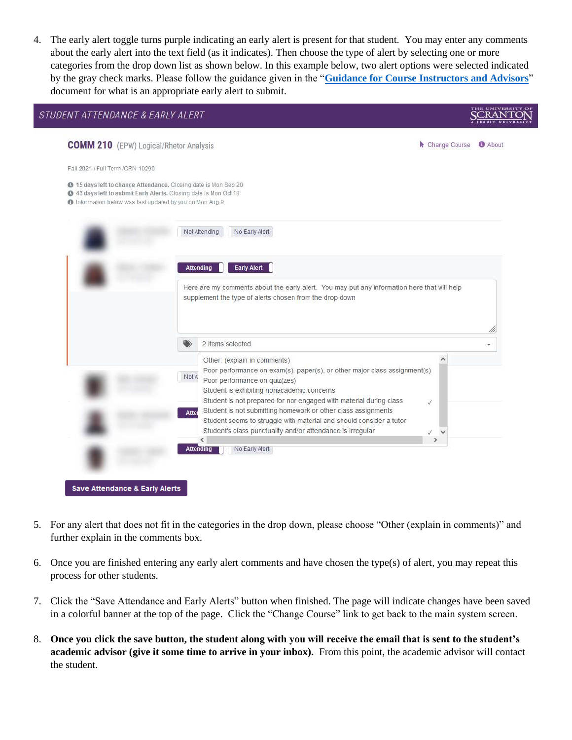4. The early alert toggle turns purple indicating an early alert is present for that student. You may enter any comments about the early alert into the text field (as it indicates). Then choose the type of alert by selecting one or more categories from the drop down list as shown below. In this example below, two alert options were selected indicated by the gray check marks. Please follow the guidance given in the "**Guidance for Course Instructors and Advisors**" document for what is an appropriate early alert to submit.

STUDENT ATTENDANCE & EARLY ALERT

**COMM 210** (EPW) Logical/Rhetor Analysis

Change Course | About

Fall 2021 / Full Term /CRN 10290

15 days left to change Attendance. Closing date is Mon Sep 20
43 days left to submit Early Alerts. Closing date is Mon Oct 18
Information below was last updated by you on Mon Aug 9

Not Attending | No Early Alert

Attending | Early Alert

Here are my comments about the early alert. You may put any information here that will help supplement the type of alerts chosen from the drop down

2 items selected

- Other: (explain in comments)
- Poor performance on exam(s), paper(s), or other major class assignment(s)
- Poor performance on quiz(zes)
- Student is exhibiting nonacademic concerns
- Student is not prepared for nor engaged with material during class ✓
- Student is not submitting homework or other class assignments
- Student seems to struggle with material and should consider a tutor
- Student's class punctuality and/or attendance is irregular ✓

Attending | No Early Alert

Save Attendance & Early Alerts

5. For any alert that does not fit in the categories in the drop down, please choose "Other (explain in comments)" and further explain in the comments box.

6. Once you are finished entering any early alert comments and have chosen the type(s) of alert, you may repeat this process for other students.

7. Click the "Save Attendance and Early Alerts" button when finished. The page will indicate changes have been saved in a colorful banner at the top of the page. Click the "Change Course" link to get back to the main system screen.

8. **Once you click the save button, the student along with you will receive the email that is sent to the student's academic advisor (give it some time to arrive in your inbox).** From this point, the academic advisor will contact the student.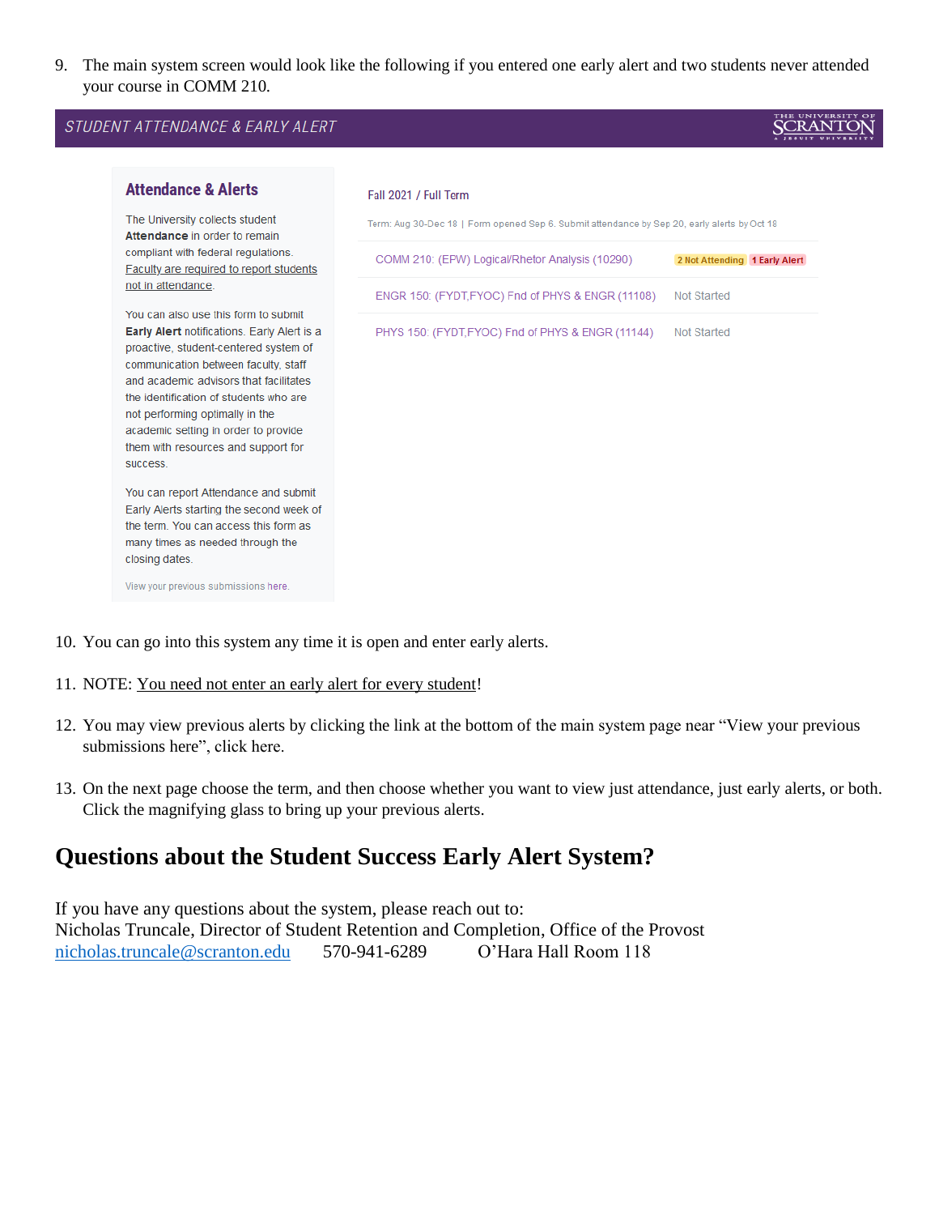9. The main system screen would look like the following if you entered one early alert and two students never attended your course in COMM 210.

STUDENT ATTENDANCE & EARLY ALERT

THE UNIVERSITY OF SCRANTON
A JESUIT UNIVERSITY

**Attendance & Alerts**

The University collects student **Attendance** in order to remain compliant with federal regulations. Faculty are required to report students not in attendance.

You can also use this form to submit **Early Alert** notifications. Early Alert is a proactive, student-centered system of communication between faculty, staff and academic advisors that facilitates the identification of students who are not performing optimally in the academic setting in order to provide them with resources and support for success.

You can report Attendance and submit Early Alerts starting the second week of the term. You can access this form as many times as needed through the closing dates.

View your previous submissions here.

Fall 2021 / Full Term

Term: Aug 30-Dec 18 | Form opened Sep 6. Submit attendance by Sep 20, early alerts by Oct 18

| | |
|---|---|
| COMM 210: (EPW) Logical/Rhetor Analysis (10290) | 2 Not Attending 1 Early Alert |
| ENGR 150: (FYDT,FYOC) Fnd of PHYS & ENGR (11108) | Not Started |
| PHYS 150: (FYDT,FYOC) Fnd of PHYS & ENGR (11144) | Not Started |

10. You can go into this system any time it is open and enter early alerts.

11. NOTE: You need not enter an early alert for every student!

12. You may view previous alerts by clicking the link at the bottom of the main system page near “View your previous submissions here”, click here.

13. On the next page choose the term, and then choose whether you want to view just attendance, just early alerts, or both. Click the magnifying glass to bring up your previous alerts.

## Questions about the Student Success Early Alert System?

If you have any questions about the system, please reach out to:
Nicholas Truncale, Director of Student Retention and Completion, Office of the Provost
nicholas.truncale@scranton.edu 570-941-6289 O’Hara Hall Room 118